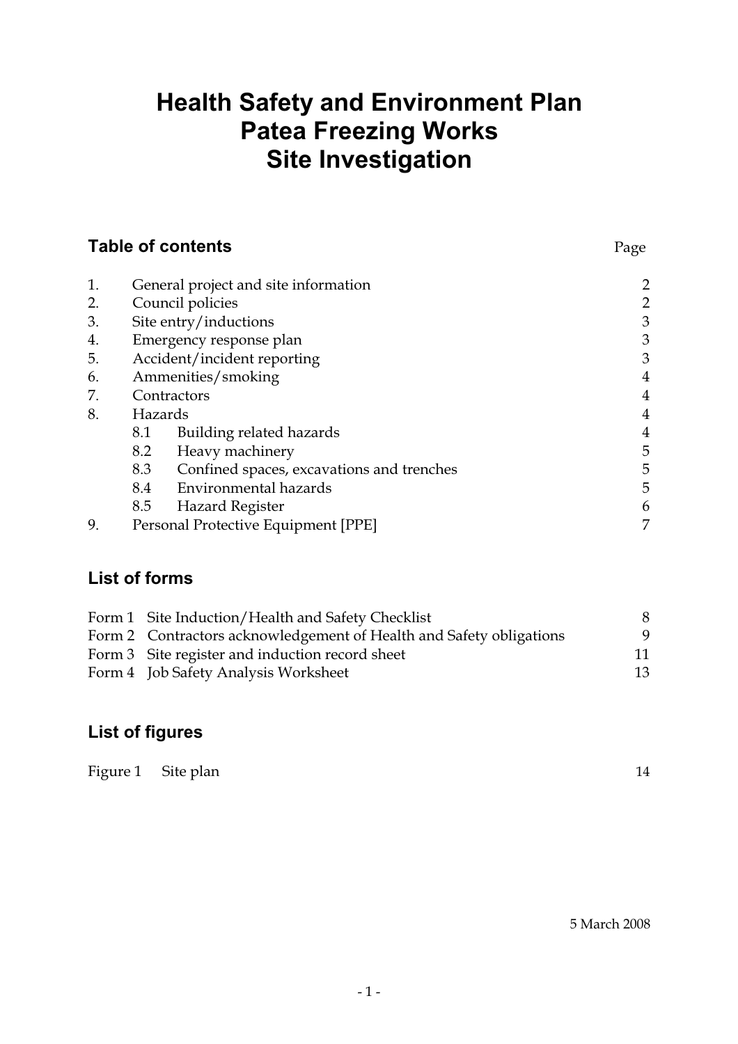# Health Safety and Environment Plan
# Patea Freezing Works
# Site Investigation

## Table of contents

| | | Page |
|---|---|---|
| 1. | General project and site information | 2 |
| 2. | Council policies | 2 |
| 3. | Site entry/inductions | 3 |
| 4. | Emergency response plan | 3 |
| 5. | Accident/incident reporting | 3 |
| 6. | Ammenities/smoking | 4 |
| 7. | Contractors | 4 |
| 8. | Hazards | 4 |
| | 8.1 Building related hazards | 4 |
| | 8.2 Heavy machinery | 5 |
| | 8.3 Confined spaces, excavations and trenches | 5 |
| | 8.4 Environmental hazards | 5 |
| | 8.5 Hazard Register | 6 |
| 9. | Personal Protective Equipment [PPE] | 7 |

## List of forms

| | | |
|---|---|---|
| Form 1 | Site Induction/Health and Safety Checklist | 8 |
| Form 2 | Contractors acknowledgement of Health and Safety obligations | 9 |
| Form 3 | Site register and induction record sheet | 11 |
| Form 4 | Job Safety Analysis Worksheet | 13 |

## List of figures

| | | |
|---|---|---|
| Figure 1 | Site plan | 14 |

5 March 2008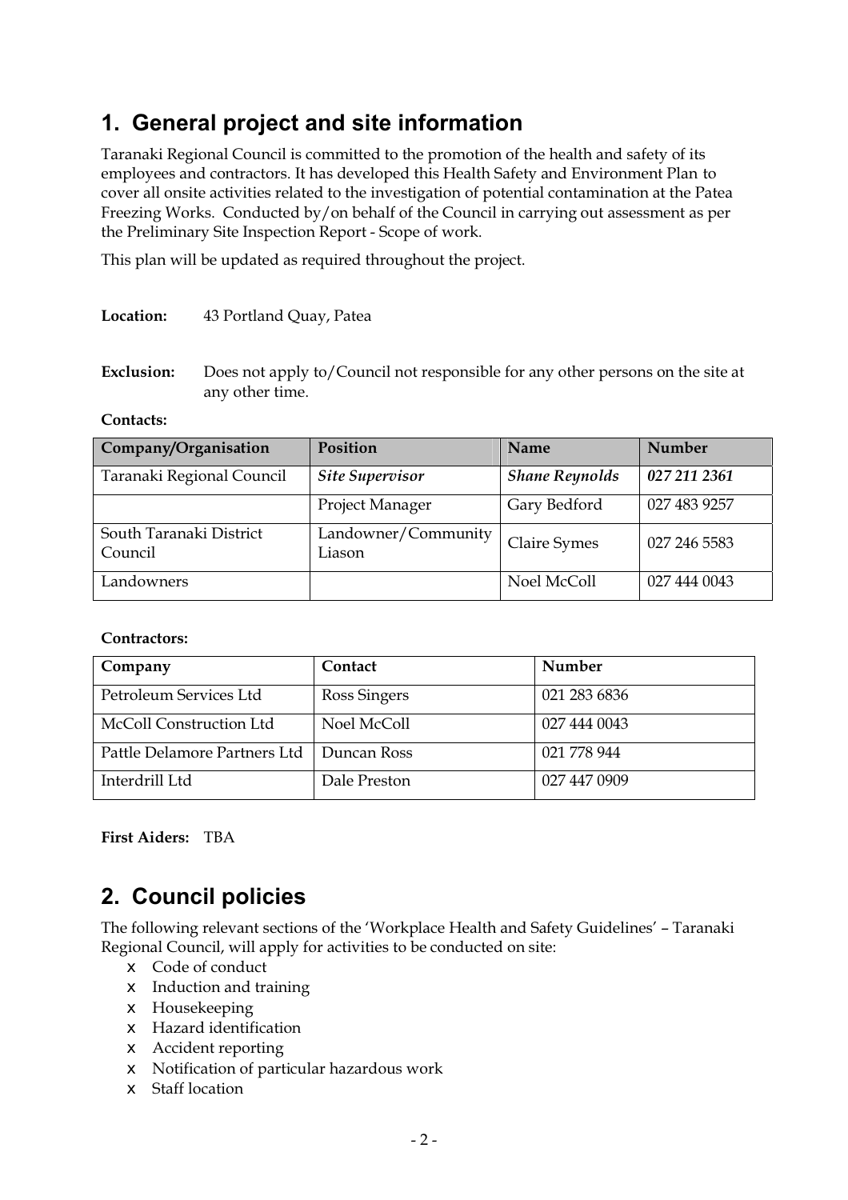# 1. General project and site information

Taranaki Regional Council is committed to the promotion of the health and safety of its employees and contractors. It has developed this Health Safety and Environment Plan to cover all onsite activities related to the investigation of potential contamination at the Patea Freezing Works. Conducted by/on behalf of the Council in carrying out assessment as per the Preliminary Site Inspection Report - Scope of work.

This plan will be updated as required throughout the project.

**Location:** 43 Portland Quay, Patea

**Exclusion:** Does not apply to/Council not responsible for any other persons on the site at any other time.

**Contacts:**

| Company/Organisation | Position | Name | Number |
|---|---|---|---|
| Taranaki Regional Council | ***Site Supervisor*** | ***Shane Reynolds*** | ***027 211 2361*** |
| | Project Manager | Gary Bedford | 027 483 9257 |
| South Taranaki District Council | Landowner/Community Liason | Claire Symes | 027 246 5583 |
| Landowners | | Noel McColl | 027 444 0043 |

**Contractors:**

| Company | Contact | Number |
|---|---|---|
| Petroleum Services Ltd | Ross Singers | 021 283 6836 |
| McColl Construction Ltd | Noel McColl | 027 444 0043 |
| Pattle Delamore Partners Ltd | Duncan Ross | 021 778 944 |
| Interdrill Ltd | Dale Preston | 027 447 0909 |

**First Aiders:** TBA

# 2. Council policies

The following relevant sections of the 'Workplace Health and Safety Guidelines' – Taranaki Regional Council, will apply for activities to be conducted on site:

- Code of conduct
- Induction and training
- Housekeeping
- Hazard identification
- Accident reporting
- Notification of particular hazardous work
- Staff location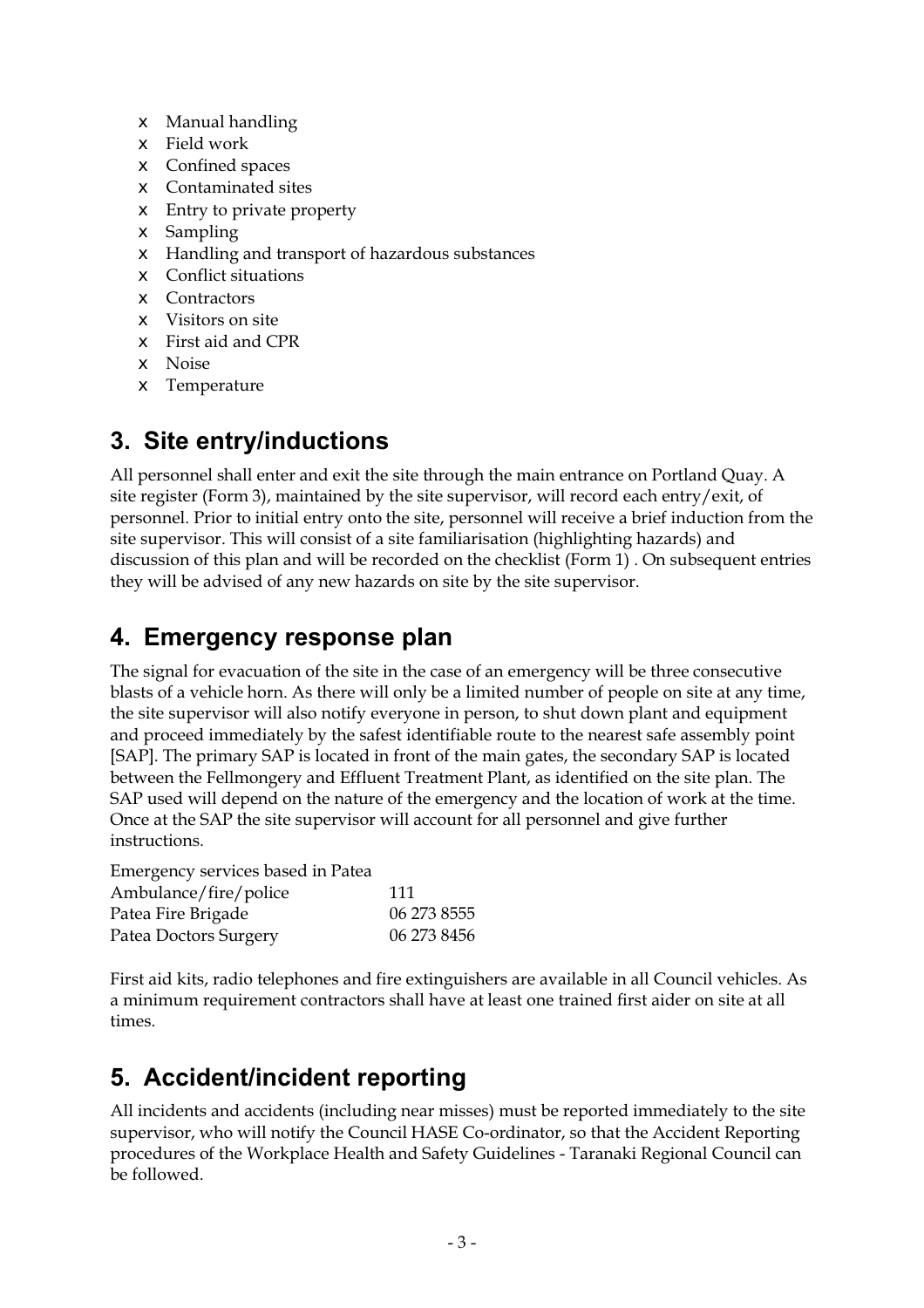- Manual handling
- Field work
- Confined spaces
- Contaminated sites
- Entry to private property
- Sampling
- Handling and transport of hazardous substances
- Conflict situations
- Contractors
- Visitors on site
- First aid and CPR
- Noise
- Temperature

## 3. Site entry/inductions

All personnel shall enter and exit the site through the main entrance on Portland Quay. A site register (Form 3), maintained by the site supervisor, will record each entry/exit, of personnel. Prior to initial entry onto the site, personnel will receive a brief induction from the site supervisor. This will consist of a site familiarisation (highlighting hazards) and discussion of this plan and will be recorded on the checklist (Form 1) . On subsequent entries they will be advised of any new hazards on site by the site supervisor.

## 4. Emergency response plan

The signal for evacuation of the site in the case of an emergency will be three consecutive blasts of a vehicle horn. As there will only be a limited number of people on site at any time, the site supervisor will also notify everyone in person, to shut down plant and equipment and proceed immediately by the safest identifiable route to the nearest safe assembly point [SAP]. The primary SAP is located in front of the main gates, the secondary SAP is located between the Fellmongery and Effluent Treatment Plant, as identified on the site plan. The SAP used will depend on the nature of the emergency and the location of work at the time. Once at the SAP the site supervisor will account for all personnel and give further instructions.

| Emergency services based in Patea | |
|---|---|
| Ambulance/fire/police | 111 |
| Patea Fire Brigade | 06 273 8555 |
| Patea Doctors Surgery | 06 273 8456 |

First aid kits, radio telephones and fire extinguishers are available in all Council vehicles. As a minimum requirement contractors shall have at least one trained first aider on site at all times.

## 5. Accident/incident reporting

All incidents and accidents (including near misses) must be reported immediately to the site supervisor, who will notify the Council HASE Co-ordinator, so that the Accident Reporting procedures of the Workplace Health and Safety Guidelines - Taranaki Regional Council can be followed.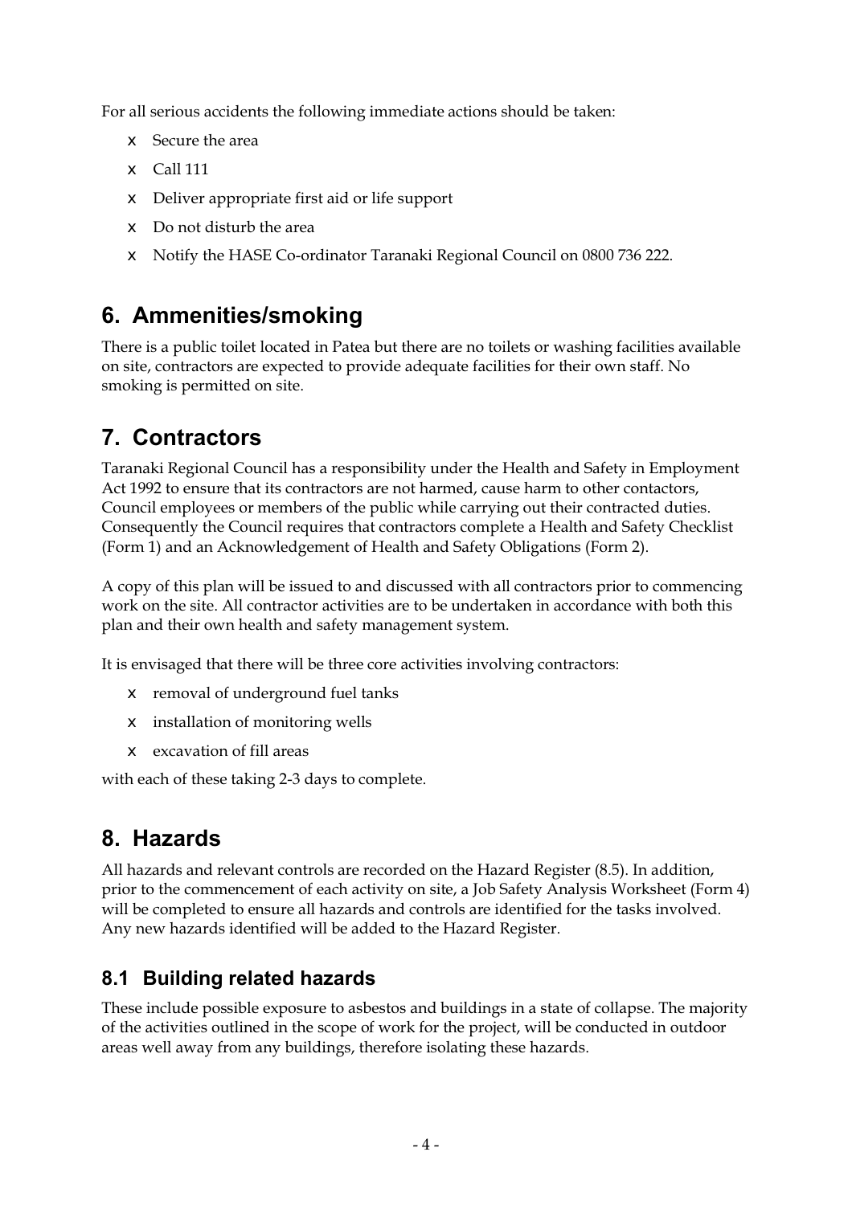For all serious accidents the following immediate actions should be taken:

- Secure the area
- Call 111
- Deliver appropriate first aid or life support
- Do not disturb the area
- Notify the HASE Co-ordinator Taranaki Regional Council on 0800 736 222.

## 6. Ammenities/smoking

There is a public toilet located in Patea but there are no toilets or washing facilities available on site, contractors are expected to provide adequate facilities for their own staff. No smoking is permitted on site.

## 7. Contractors

Taranaki Regional Council has a responsibility under the Health and Safety in Employment Act 1992 to ensure that its contractors are not harmed, cause harm to other contactors, Council employees or members of the public while carrying out their contracted duties. Consequently the Council requires that contractors complete a Health and Safety Checklist (Form 1) and an Acknowledgement of Health and Safety Obligations (Form 2).

A copy of this plan will be issued to and discussed with all contractors prior to commencing work on the site. All contractor activities are to be undertaken in accordance with both this plan and their own health and safety management system.

It is envisaged that there will be three core activities involving contractors:

- removal of underground fuel tanks
- installation of monitoring wells
- excavation of fill areas

with each of these taking 2-3 days to complete.

## 8. Hazards

All hazards and relevant controls are recorded on the Hazard Register (8.5). In addition, prior to the commencement of each activity on site, a Job Safety Analysis Worksheet (Form 4) will be completed to ensure all hazards and controls are identified for the tasks involved. Any new hazards identified will be added to the Hazard Register.

### 8.1 Building related hazards

These include possible exposure to asbestos and buildings in a state of collapse. The majority of the activities outlined in the scope of work for the project, will be conducted in outdoor areas well away from any buildings, therefore isolating these hazards.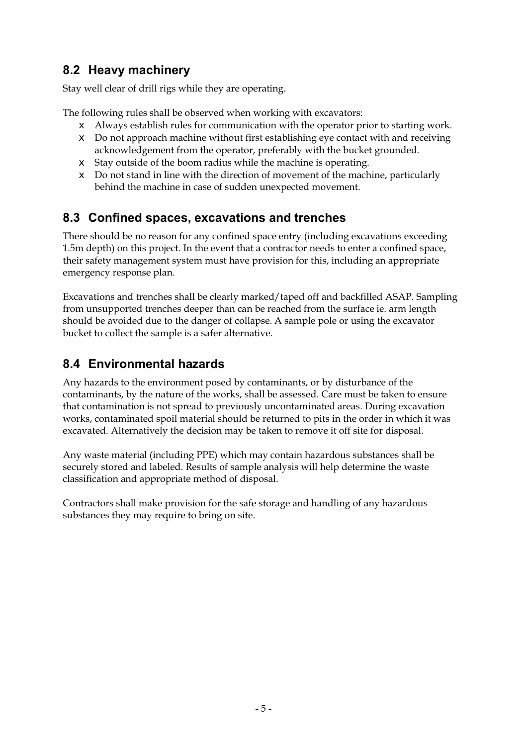## 8.2 Heavy machinery

Stay well clear of drill rigs while they are operating.

The following rules shall be observed when working with excavators:

- Always establish rules for communication with the operator prior to starting work.
- Do not approach machine without first establishing eye contact with and receiving acknowledgement from the operator, preferably with the bucket grounded.
- Stay outside of the boom radius while the machine is operating.
- Do not stand in line with the direction of movement of the machine, particularly behind the machine in case of sudden unexpected movement.

## 8.3 Confined spaces, excavations and trenches

There should be no reason for any confined space entry (including excavations exceeding 1.5m depth) on this project. In the event that a contractor needs to enter a confined space, their safety management system must have provision for this, including an appropriate emergency response plan.

Excavations and trenches shall be clearly marked/taped off and backfilled ASAP. Sampling from unsupported trenches deeper than can be reached from the surface ie. arm length should be avoided due to the danger of collapse. A sample pole or using the excavator bucket to collect the sample is a safer alternative.

## 8.4 Environmental hazards

Any hazards to the environment posed by contaminants, or by disturbance of the contaminants, by the nature of the works, shall be assessed. Care must be taken to ensure that contamination is not spread to previously uncontaminated areas. During excavation works, contaminated spoil material should be returned to pits in the order in which it was excavated. Alternatively the decision may be taken to remove it off site for disposal.

Any waste material (including PPE) which may contain hazardous substances shall be securely stored and labeled. Results of sample analysis will help determine the waste classification and appropriate method of disposal.

Contractors shall make provision for the safe storage and handling of any hazardous substances they may require to bring on site.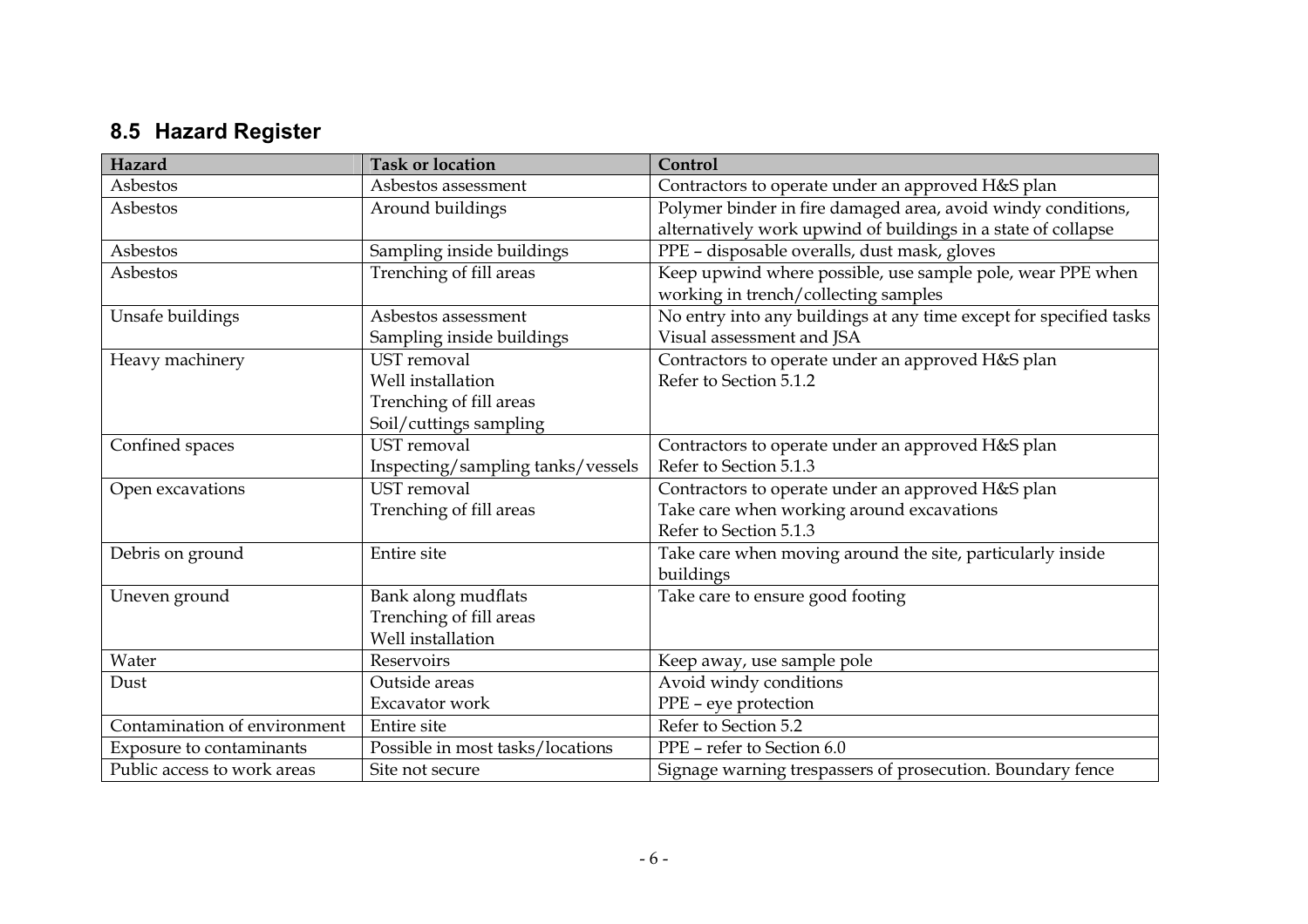## 8.5 Hazard Register

| Hazard | Task or location | Control |
|---|---|---|
| Asbestos | Asbestos assessment | Contractors to operate under an approved H&S plan |
| Asbestos | Around buildings | Polymer binder in fire damaged area, avoid windy conditions, alternatively work upwind of buildings in a state of collapse |
| Asbestos | Sampling inside buildings | PPE – disposable overalls, dust mask, gloves |
| Asbestos | Trenching of fill areas | Keep upwind where possible, use sample pole, wear PPE when working in trench/collecting samples |
| Unsafe buildings | Asbestos assessment<br>Sampling inside buildings | No entry into any buildings at any time except for specified tasks<br>Visual assessment and JSA |
| Heavy machinery | UST removal<br>Well installation<br>Trenching of fill areas<br>Soil/cuttings sampling | Contractors to operate under an approved H&S plan<br>Refer to Section 5.1.2 |
| Confined spaces | UST removal<br>Inspecting/sampling tanks/vessels | Contractors to operate under an approved H&S plan<br>Refer to Section 5.1.3 |
| Open excavations | UST removal<br>Trenching of fill areas | Contractors to operate under an approved H&S plan<br>Take care when working around excavations<br>Refer to Section 5.1.3 |
| Debris on ground | Entire site | Take care when moving around the site, particularly inside buildings |
| Uneven ground | Bank along mudflats<br>Trenching of fill areas<br>Well installation | Take care to ensure good footing |
| Water | Reservoirs | Keep away, use sample pole |
| Dust | Outside areas<br>Excavator work | Avoid windy conditions<br>PPE – eye protection |
| Contamination of environment | Entire site | Refer to Section 5.2 |
| Exposure to contaminants | Possible in most tasks/locations | PPE – refer to Section 6.0 |
| Public access to work areas | Site not secure | Signage warning trespassers of prosecution. Boundary fence |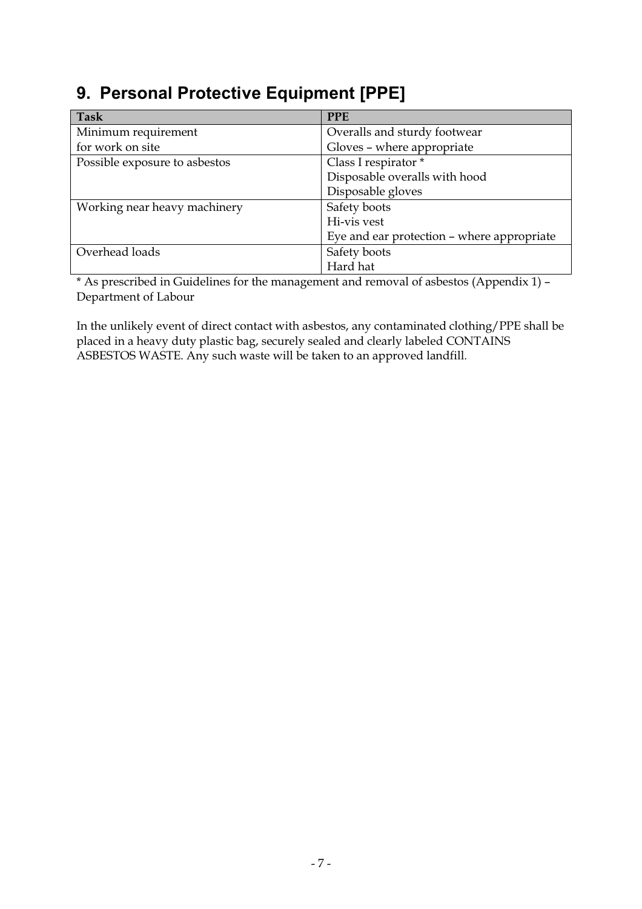## 9. Personal Protective Equipment [PPE]

| Task | PPE |
|---|---|
| Minimum requirement for work on site | Overalls and sturdy footwear<br>Gloves – where appropriate |
| Possible exposure to asbestos | Class I respirator *<br>Disposable overalls with hood<br>Disposable gloves |
| Working near heavy machinery | Safety boots<br>Hi-vis vest<br>Eye and ear protection – where appropriate |
| Overhead loads | Safety boots<br>Hard hat |

* As prescribed in Guidelines for the management and removal of asbestos (Appendix 1) – Department of Labour

In the unlikely event of direct contact with asbestos, any contaminated clothing/PPE shall be placed in a heavy duty plastic bag, securely sealed and clearly labeled CONTAINS ASBESTOS WASTE. Any such waste will be taken to an approved landfill.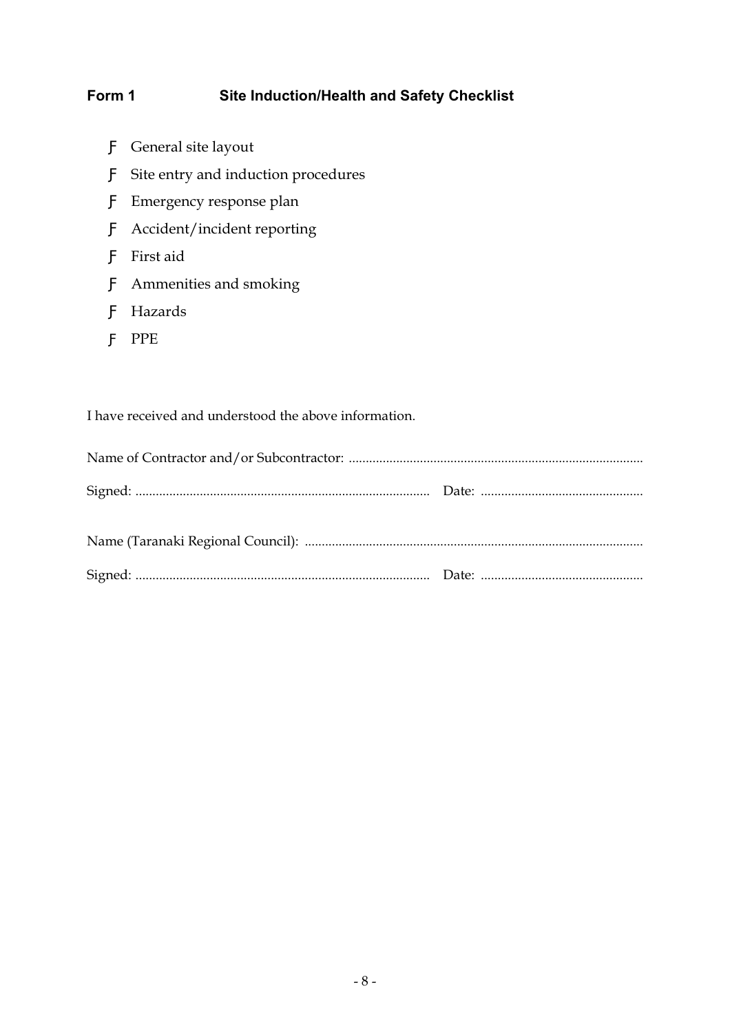## Form 1 Site Induction/Health and Safety Checklist

- ☐ General site layout
- ☐ Site entry and induction procedures
- ☐ Emergency response plan
- ☐ Accident/incident reporting
- ☐ First aid
- ☐ Ammenities and smoking
- ☐ Hazards
- ☐ PPE

I have received and understood the above information.

Name of Contractor and/or Subcontractor: ....................................................................................

Signed: ...................................................................................... Date: ................................................

Name (Taranaki Regional Council): ..................................................................................................

Signed: ...................................................................................... Date: ................................................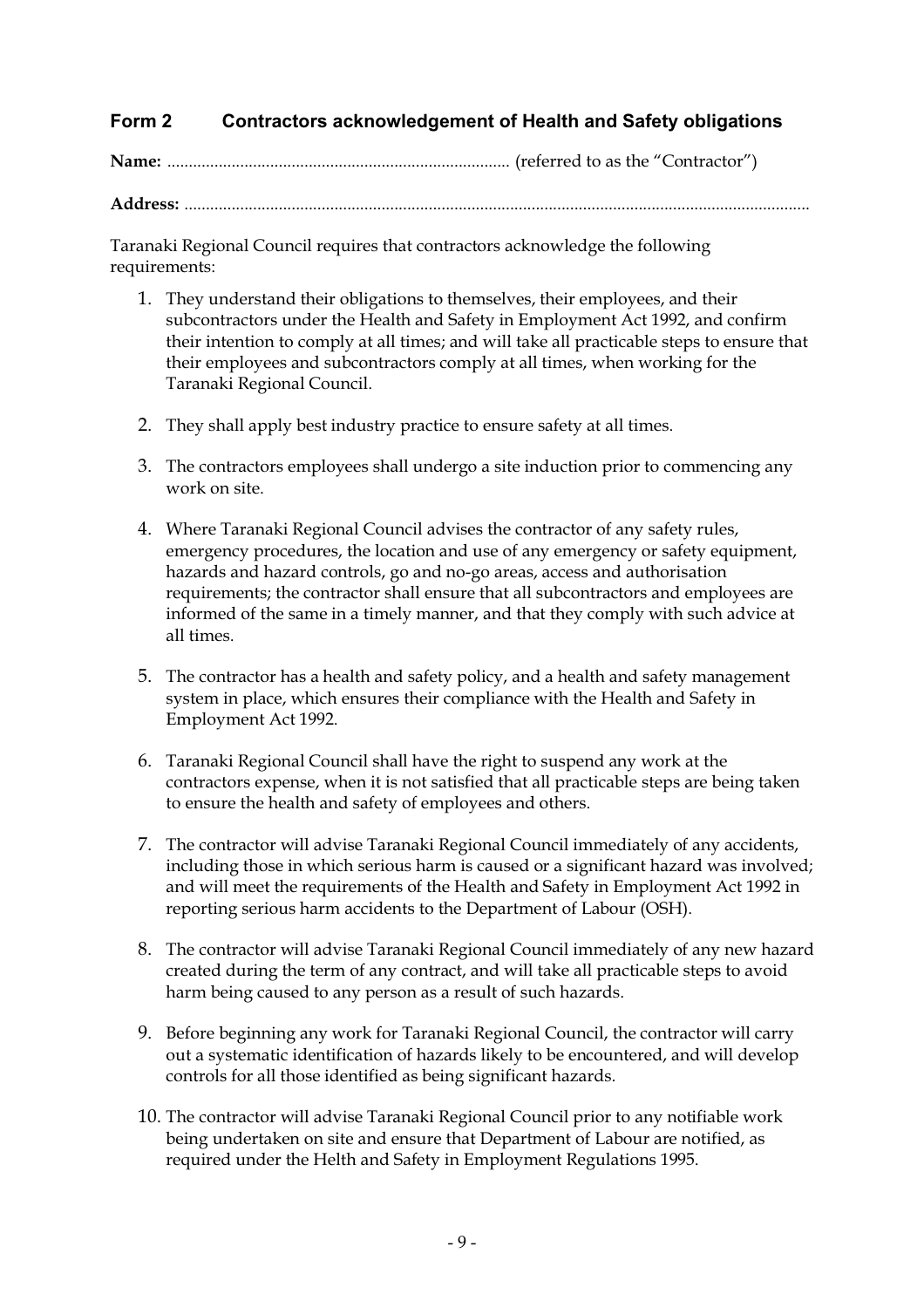## Form 2 Contractors acknowledgement of Health and Safety obligations

**Name:** ............................................................................... (referred to as the "Contractor")

**Address:** ...............................................................................................................................................

Taranaki Regional Council requires that contractors acknowledge the following requirements:

1. They understand their obligations to themselves, their employees, and their subcontractors under the Health and Safety in Employment Act 1992, and confirm their intention to comply at all times; and will take all practicable steps to ensure that their employees and subcontractors comply at all times, when working for the Taranaki Regional Council.

2. They shall apply best industry practice to ensure safety at all times.

3. The contractors employees shall undergo a site induction prior to commencing any work on site.

4. Where Taranaki Regional Council advises the contractor of any safety rules, emergency procedures, the location and use of any emergency or safety equipment, hazards and hazard controls, go and no-go areas, access and authorisation requirements; the contractor shall ensure that all subcontractors and employees are informed of the same in a timely manner, and that they comply with such advice at all times.

5. The contractor has a health and safety policy, and a health and safety management system in place, which ensures their compliance with the Health and Safety in Employment Act 1992.

6. Taranaki Regional Council shall have the right to suspend any work at the contractors expense, when it is not satisfied that all practicable steps are being taken to ensure the health and safety of employees and others.

7. The contractor will advise Taranaki Regional Council immediately of any accidents, including those in which serious harm is caused or a significant hazard was involved; and will meet the requirements of the Health and Safety in Employment Act 1992 in reporting serious harm accidents to the Department of Labour (OSH).

8. The contractor will advise Taranaki Regional Council immediately of any new hazard created during the term of any contract, and will take all practicable steps to avoid harm being caused to any person as a result of such hazards.

9. Before beginning any work for Taranaki Regional Council, the contractor will carry out a systematic identification of hazards likely to be encountered, and will develop controls for all those identified as being significant hazards.

10. The contractor will advise Taranaki Regional Council prior to any notifiable work being undertaken on site and ensure that Department of Labour are notified, as required under the Helth and Safety in Employment Regulations 1995.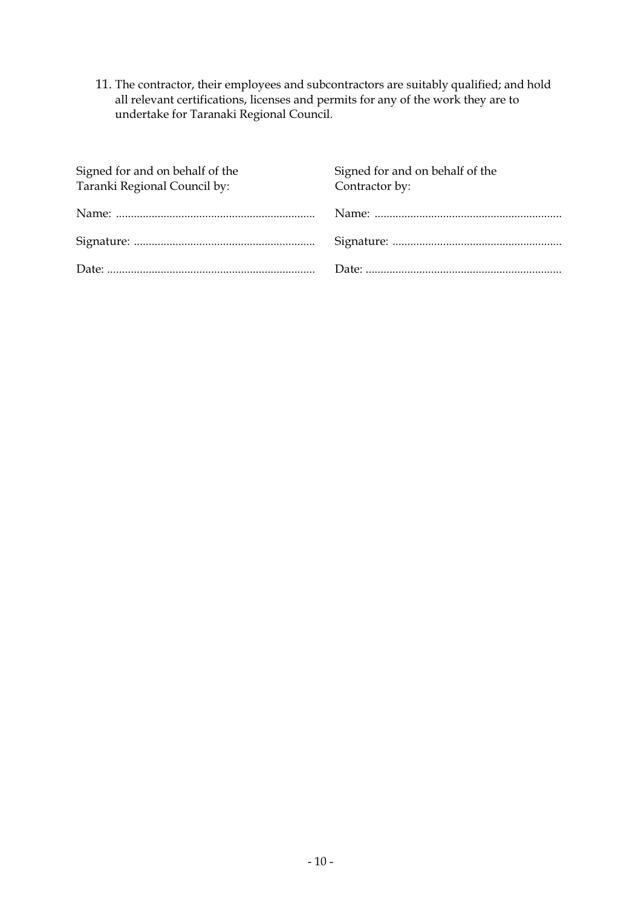11. The contractor, their employees and subcontractors are suitably qualified; and hold all relevant certifications, licenses and permits for any of the work they are to undertake for Taranaki Regional Council.

| Signed for and on behalf of the Taranaki Regional Council by: | Signed for and on behalf of the Contractor by: |
|---|---|
| Name: .................................................................. | Name: .............................................................. |
| Signature: ............................................................ | Signature: ........................................................ |
| Date: ..................................................................... | Date: ................................................................. |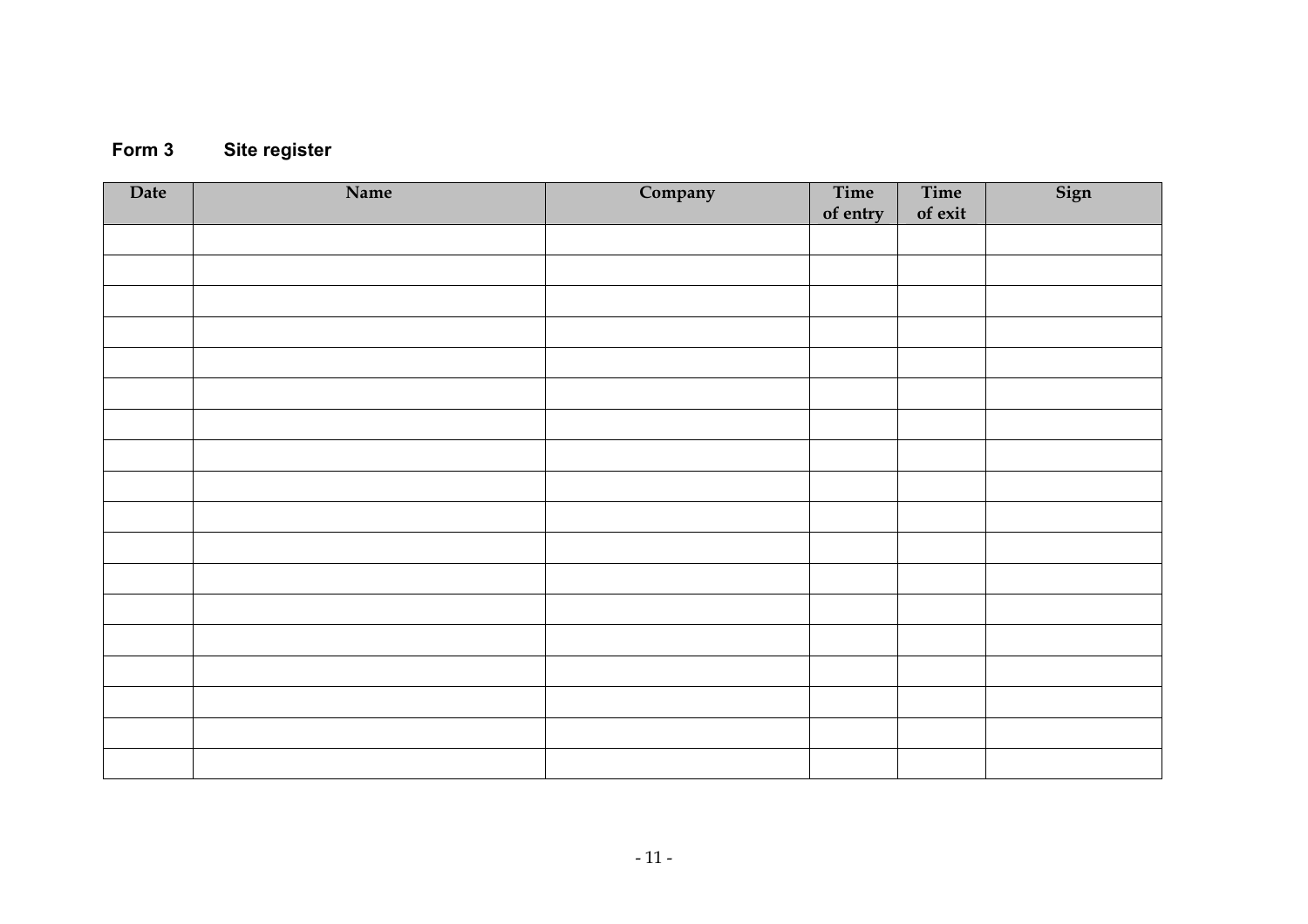**Form 3 Site register**

| Date | Name | Company | Time of entry | Time of exit | Sign |
|---|---|---|---|---|---|
| | | | | | |
| | | | | | |
| | | | | | |
| | | | | | |
| | | | | | |
| | | | | | |
| | | | | | |
| | | | | | |
| | | | | | |
| | | | | | |
| | | | | | |
| | | | | | |
| | | | | | |
| | | | | | |
| | | | | | |
| | | | | | |
| | | | | | |
| | | | | | |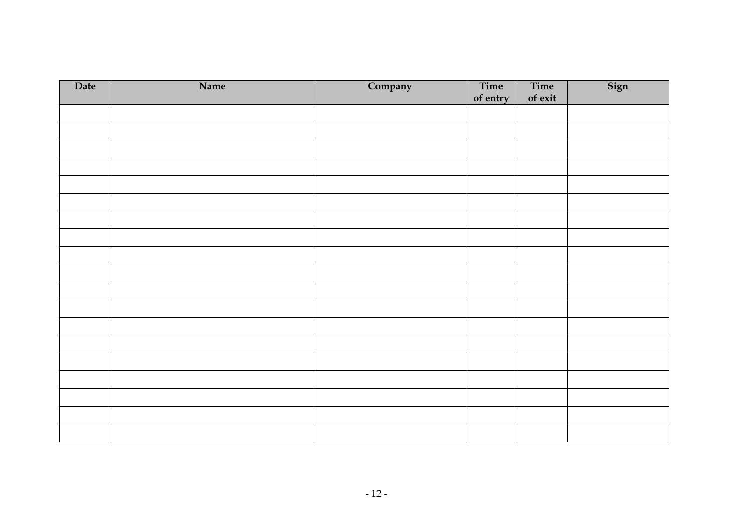| Date | Name | Company | Time of entry | Time of exit | Sign |
|---|---|---|---|---|---|
| | | | | | |
| | | | | | |
| | | | | | |
| | | | | | |
| | | | | | |
| | | | | | |
| | | | | | |
| | | | | | |
| | | | | | |
| | | | | | |
| | | | | | |
| | | | | | |
| | | | | | |
| | | | | | |
| | | | | | |
| | | | | | |
| | | | | | |
| | | | | | |
| | | | | | |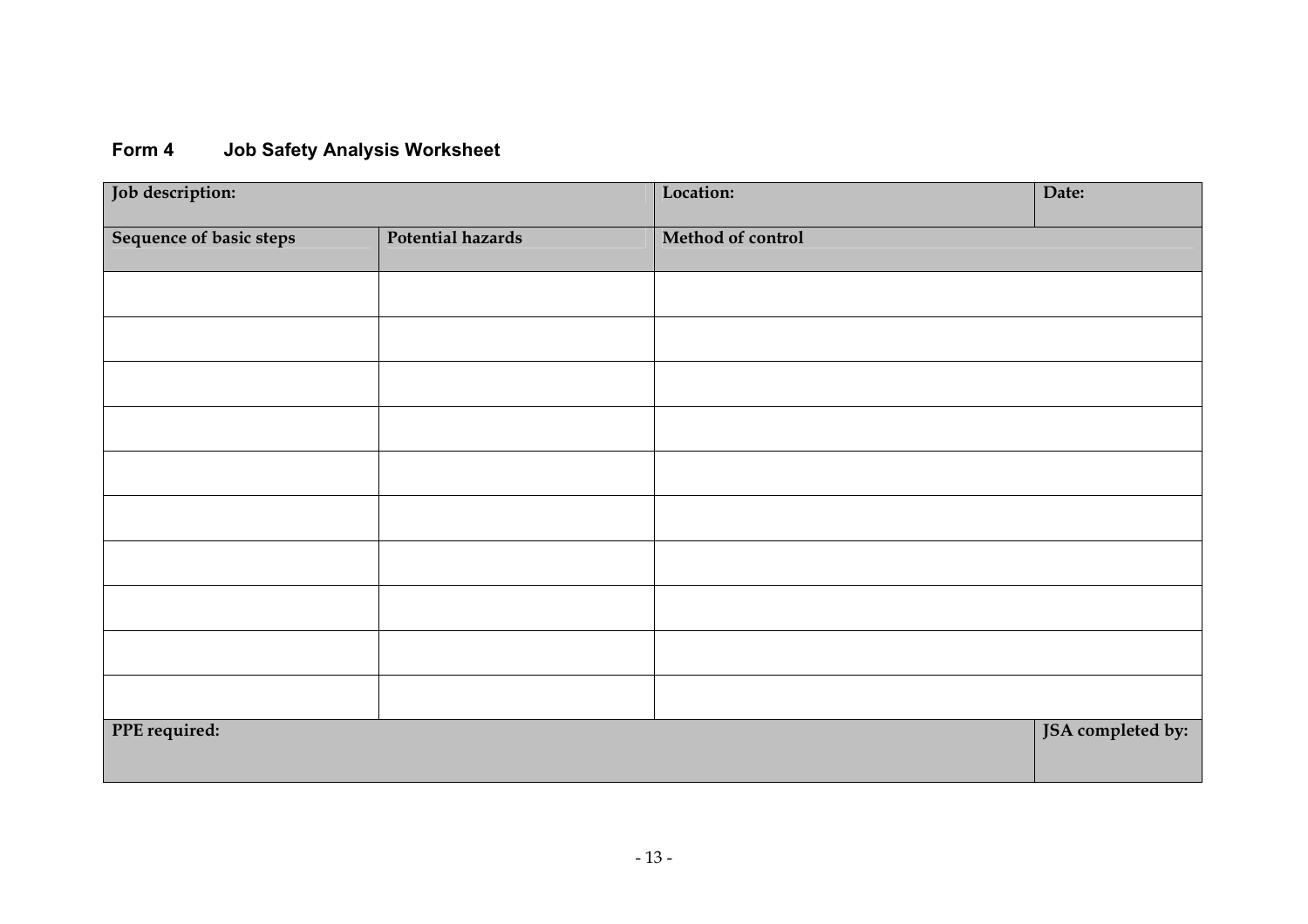## Form 4 Job Safety Analysis Worksheet

| Job description: | | Location: | Date: |
|---|---|---|---|
| **Sequence of basic steps** | **Potential hazards** | **Method of control** | |
| | | | |
| | | | |
| | | | |
| | | | |
| | | | |
| | | | |
| | | | |
| | | | |
| | | | |
| | | | |
| **PPE required:** | | | **JSA completed by:** |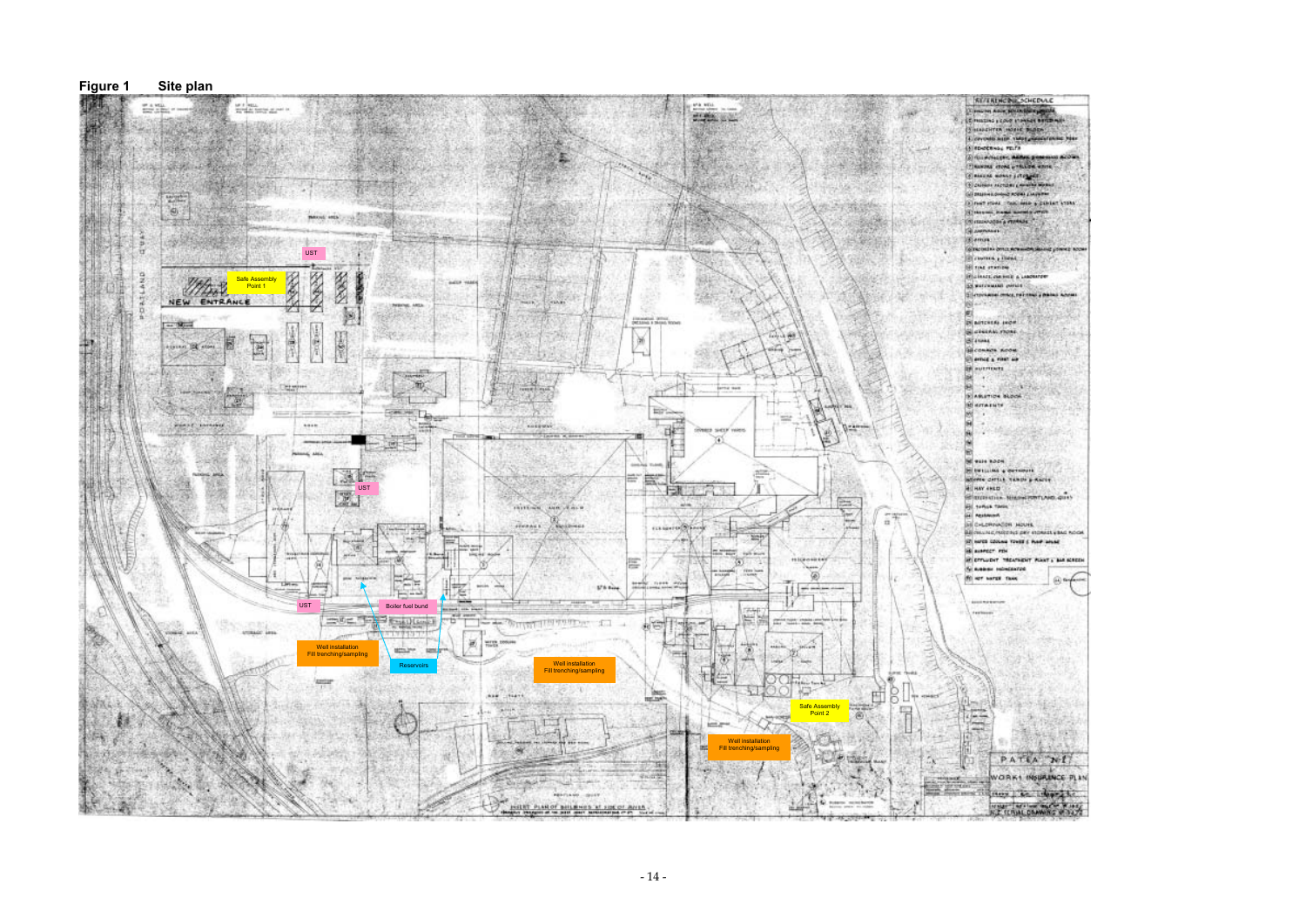**Figure 1 Site plan**

UST

Safe Assembly Point 1

UST

UST

Boiler fuel bund

Well installation Fill trenching/sampling

Reservoirs

Well installation Fill trenching/sampling

Safe Assembly Point 2

Well installation Fill trenching/sampling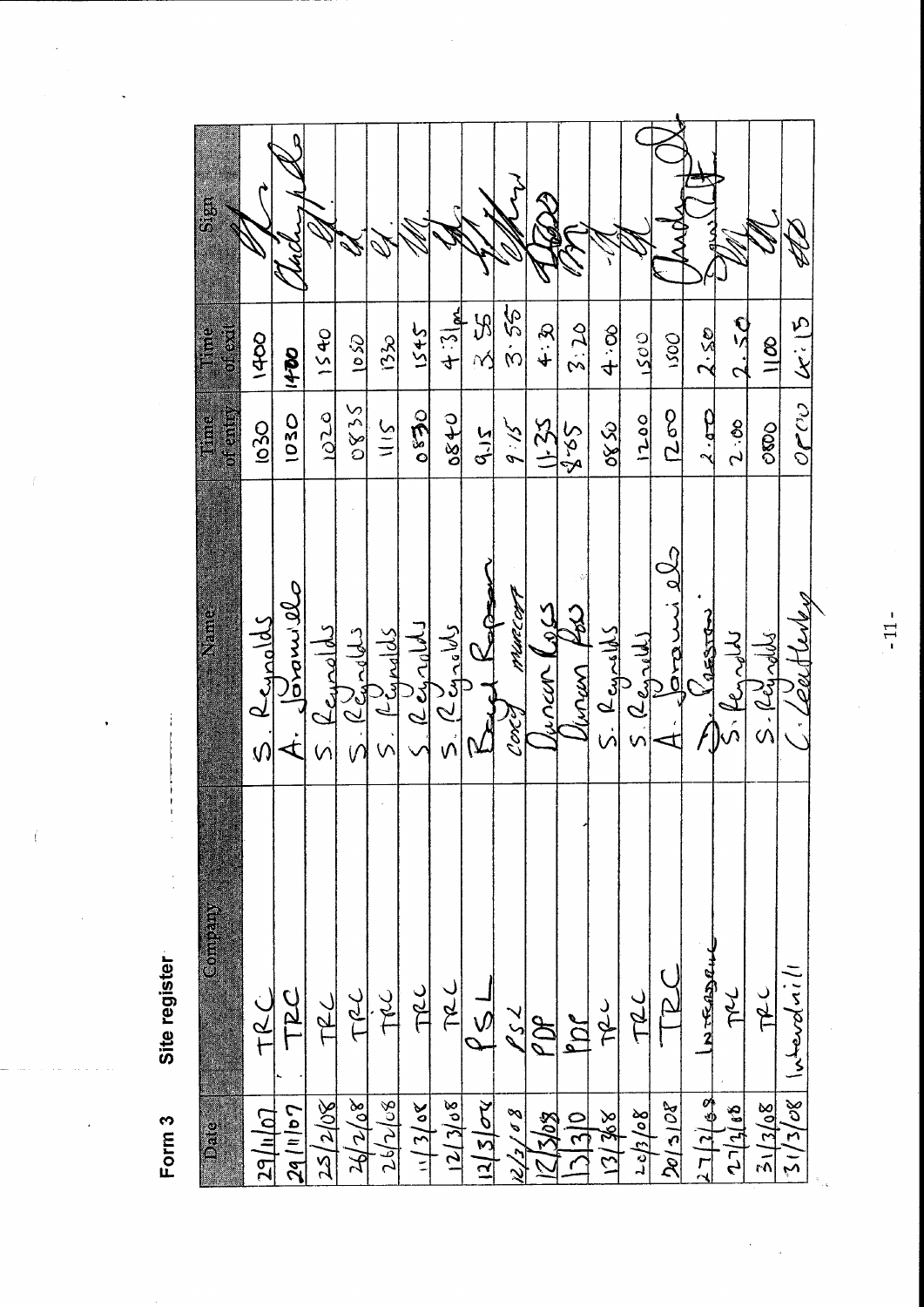**Form 3 Site register**

| Date | Company | Name | Time of entry | Time of exit | Sign |
|---|---|---|---|---|---|
| 29/11/07 | TRC | S. Reynolds | 1030 | 1400 | |
| 29/11/07 | TRC | A. Jonanielo | 1030 | 1430 | |
| 25/2/08 | TRC | S Reynolds | 1020 | 1540 | |
| 26/2/08 | TRC | S. Reynolds | 0835 | 1050 | |
| 26/2/08 | TRC | S. Reynolds | 1115 | 1330 | |
| 11/3/08 | TRC | S Reynolds | 0830 | 1545 | |
| 12/3/08 | TRC | S. Reynolds | 0840 | 4:31pm | |
| 12/3/08 | PSL | Boyd Rapson | 9.15 | 3.55 | |
| 12/3/08 | PSL | Corey Murcott | 9:15 | 3:55 | |
| 12/3/08 | PDP | Duncan Ross | 11:35 | 4:30 | |
| 13/3/0 | PDP | Duncan Ross | 8:05 | 3:20 | |
| 13/3/08 | TRC | S. Reynolds | 0850 | 4:00 | |
| 20/3/08 | TRC | S. Reynolds | 1200 | 1500 | |
| 20/3/08 | TRC | A. Joraniels | 1200 | 1500 | |
| 27/3/08 | Interdrain | D. Preston | 2.00 | 2.50 | |
| 27/3/08 | TRC | S. Reynolds | 2:00 | 2.50 | |
| 31/3/08 | TRC | S. Reynolds | 0800 | 1100 | |
| 31/3/08 | Interdrill | C. Leatherbay | 0800 | 6:15 | |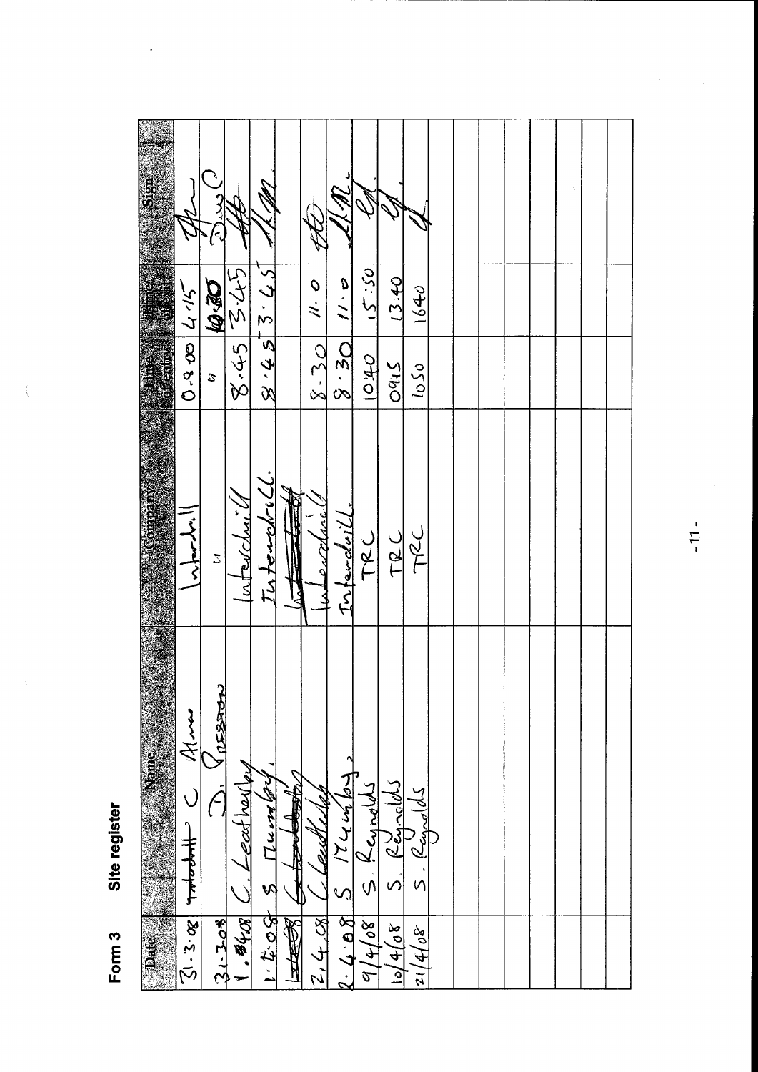**Form 3 Site register**

| Date | Name | Company | Time of entry | Time of exit | Sign |
|---|---|---|---|---|---|
| 31.3.08 | Intedrill C Ahmo | Interdrill | 0.8.00 | 4.15 | |
| 31.3.08 | D. Preston | " | " | 10.30 | |
| 1.4.08 | C. Leatherby | Interdrill | 8.45 | 3.45 | |
| 1.4.08 | S Mumby. | Interdrill. | 8.45 | 3.45 | |
| ~~4.08~~ | ~~C. Leatherby~~ | ~~Interdrill~~ | | | |
| 2.4.08 | C Leatherby | Interdrill | 8.30 | 11.0 | |
| 2.4.08 | S Mumby. | Interdrill. | 8.30 | 11.0 | |
| 9/4/08 | S. Reynolds | TRC | 1040 | 15:50 | |
| 10/4/08 | S. Reynolds | TRC | 0945 | 13.40 | |
| 21/4/08 | S. Reynolds | TRC | 1050 | 1640 | |
| | | | | | |
| | | | | | |
| | | | | | |
| | | | | | |
| | | | | | |
| | | | | | |
| | | | | | |
| | | | | | |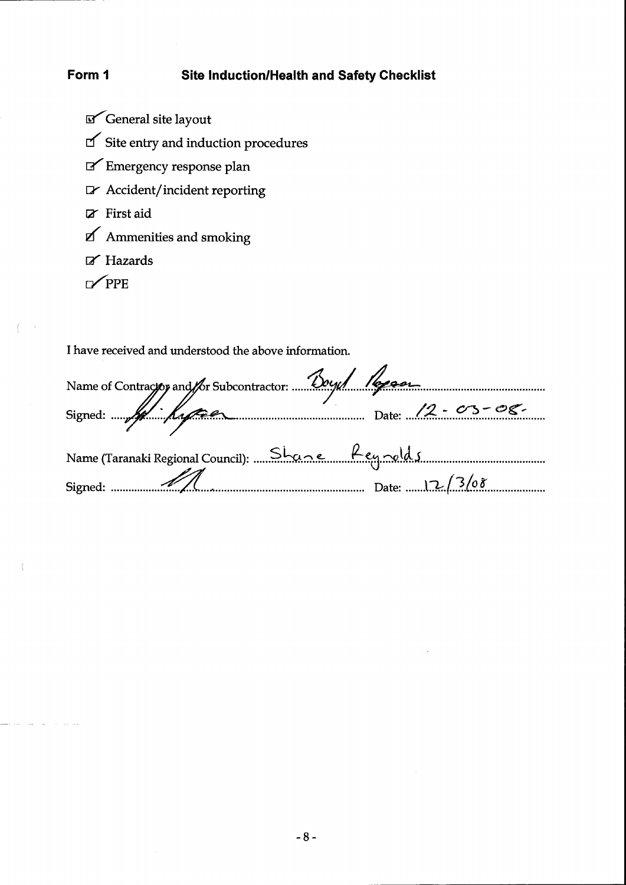**Form 1 Site Induction/Health and Safety Checklist**

- [x] General site layout
- [x] Site entry and induction procedures
- [x] Emergency response plan
- [x] Accident/incident reporting
- [x] First aid
- [x] Ammenities and smoking
- [x] Hazards
- [x] PPE

I have received and understood the above information.

Name of Contractor and/or Subcontractor: Boyd Pepper

Signed: (signature) Date: 12-03-08.

Name (Taranaki Regional Council): Shane Reynolds

Signed: (signature) Date: 12/3/08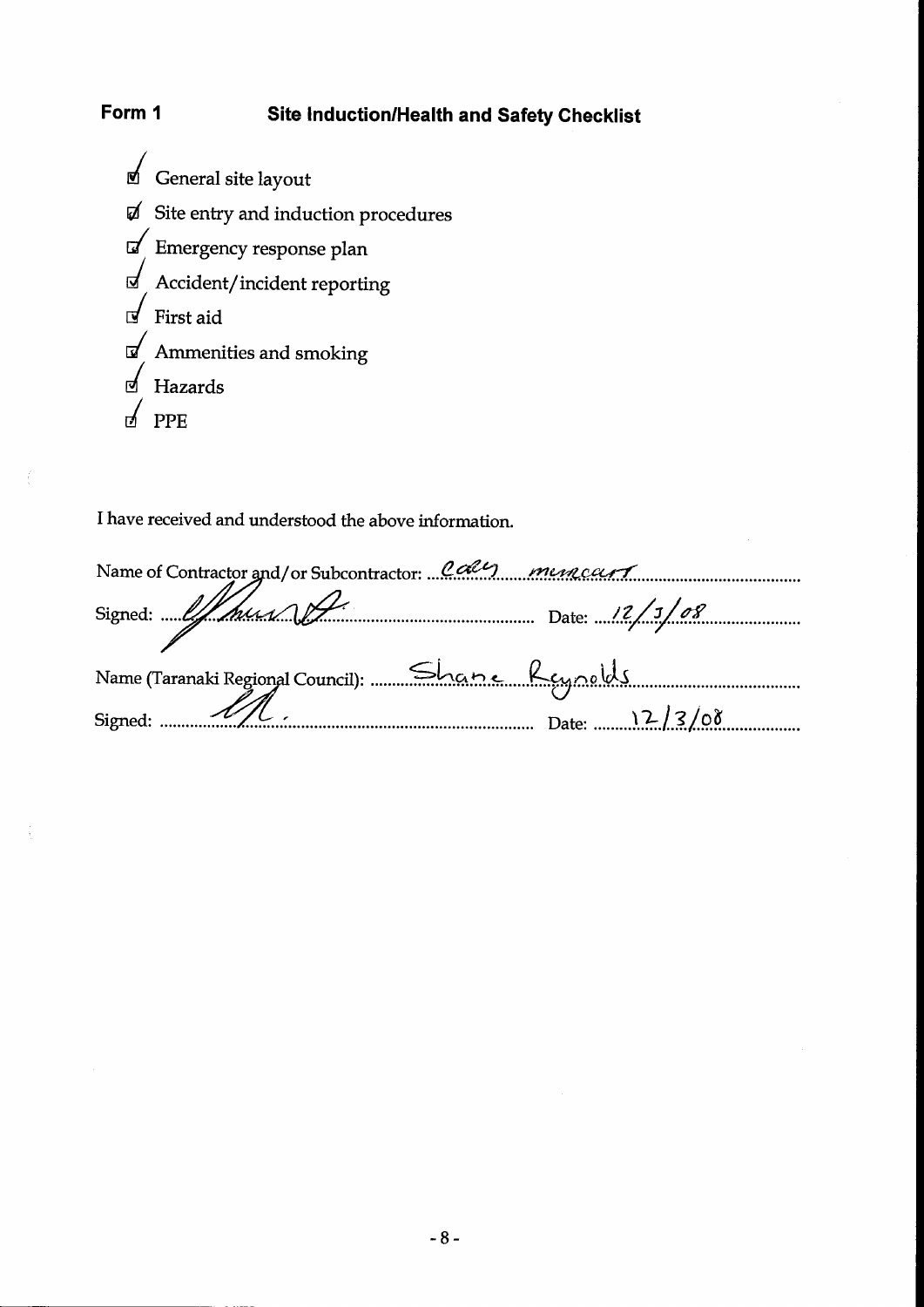## Form 1 Site Induction/Health and Safety Checklist

- ☑ General site layout
- ☑ Site entry and induction procedures
- ☑ Emergency response plan
- ☑ Accident/incident reporting
- ☑ First aid
- ☑ Ammenities and smoking
- ☑ Hazards
- ☑ PPE

I have received and understood the above information.

Name of Contractor and/or Subcontractor: Caley Muncaster

Signed: [signature] Date: 12/3/08

Name (Taranaki Regional Council): Shane Reynolds

Signed: [signature] Date: 12/3/08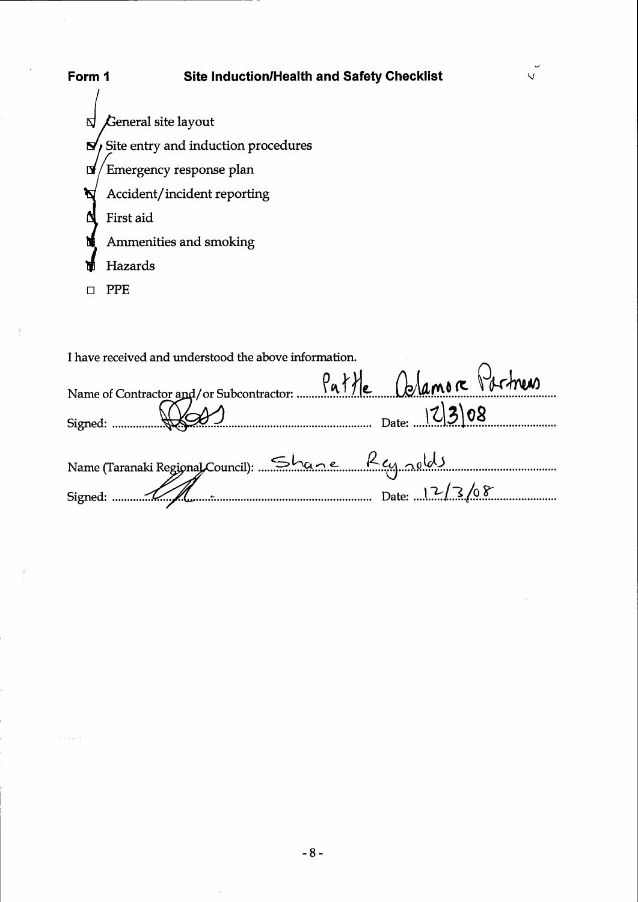**Form 1 — Site Induction/Health and Safety Checklist**

- [x] General site layout
- [x] Site entry and induction procedures
- [x] Emergency response plan
- [x] Accident/incident reporting
- [x] First aid
- [x] Ammenities and smoking
- [x] Hazards
- [ ] PPE

I have received and understood the above information.

Name of Contractor and/or Subcontractor: Pattle Delamore Partners

Signed: [signature] Date: 12/3/08

Name (Taranaki Regional Council): Shane Reynolds

Signed: [signature] Date: 12/3/08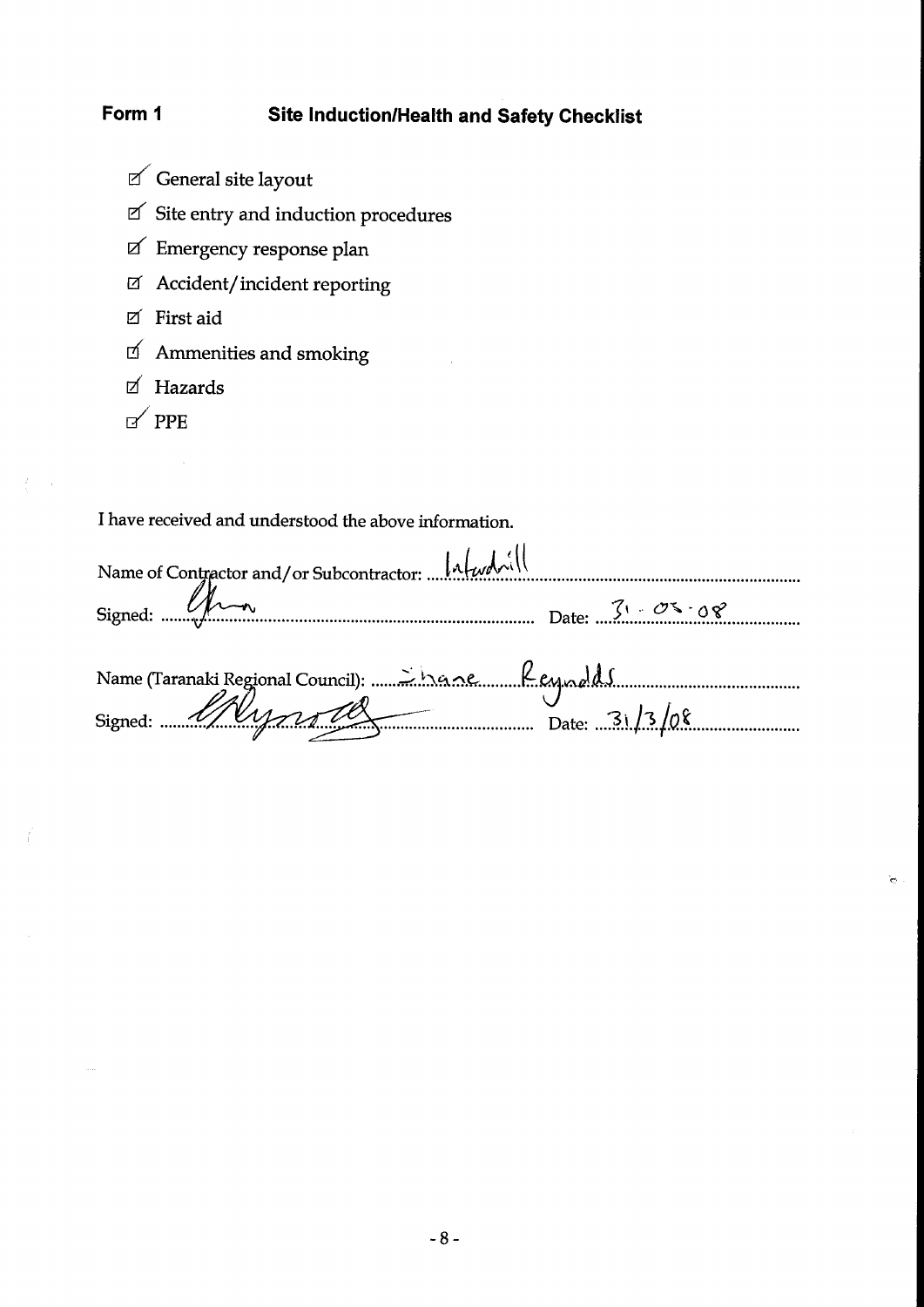**Form 1 Site Induction/Health and Safety Checklist**

- ☑ General site layout
- ☑ Site entry and induction procedures
- ☑ Emergency response plan
- ☑ Accident/incident reporting
- ☑ First aid
- ☑ Ammenities and smoking
- ☑ Hazards
- ☑ PPE

I have received and understood the above information.

Name of Contractor and/or Subcontractor: Intewdrill

Signed: [signature] Date: 31 · 03 · 08

Name (Taranaki Regional Council): Shane Reynolds

Signed: [signature] Date: 31/3/08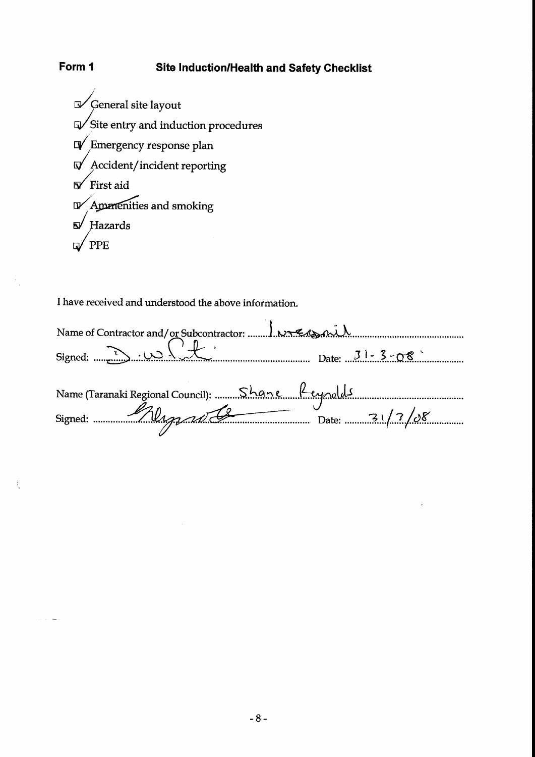**Form 1** **Site Induction/Health and Safety Checklist**

- [x] General site layout
- [x] Site entry and induction procedures
- [x] Emergency response plan
- [x] Accident/incident reporting
- [x] First aid
- [x] Ammenities and smoking
- [x] Hazards
- [x] PPE

I have received and understood the above information.

Name of Contractor and/or Subcontractor: Intergroup

Signed: D. W. Cut Date: 31-3-08

Name (Taranaki Regional Council): Shane Reynolds

Signed: [signature] Date: 31/3/08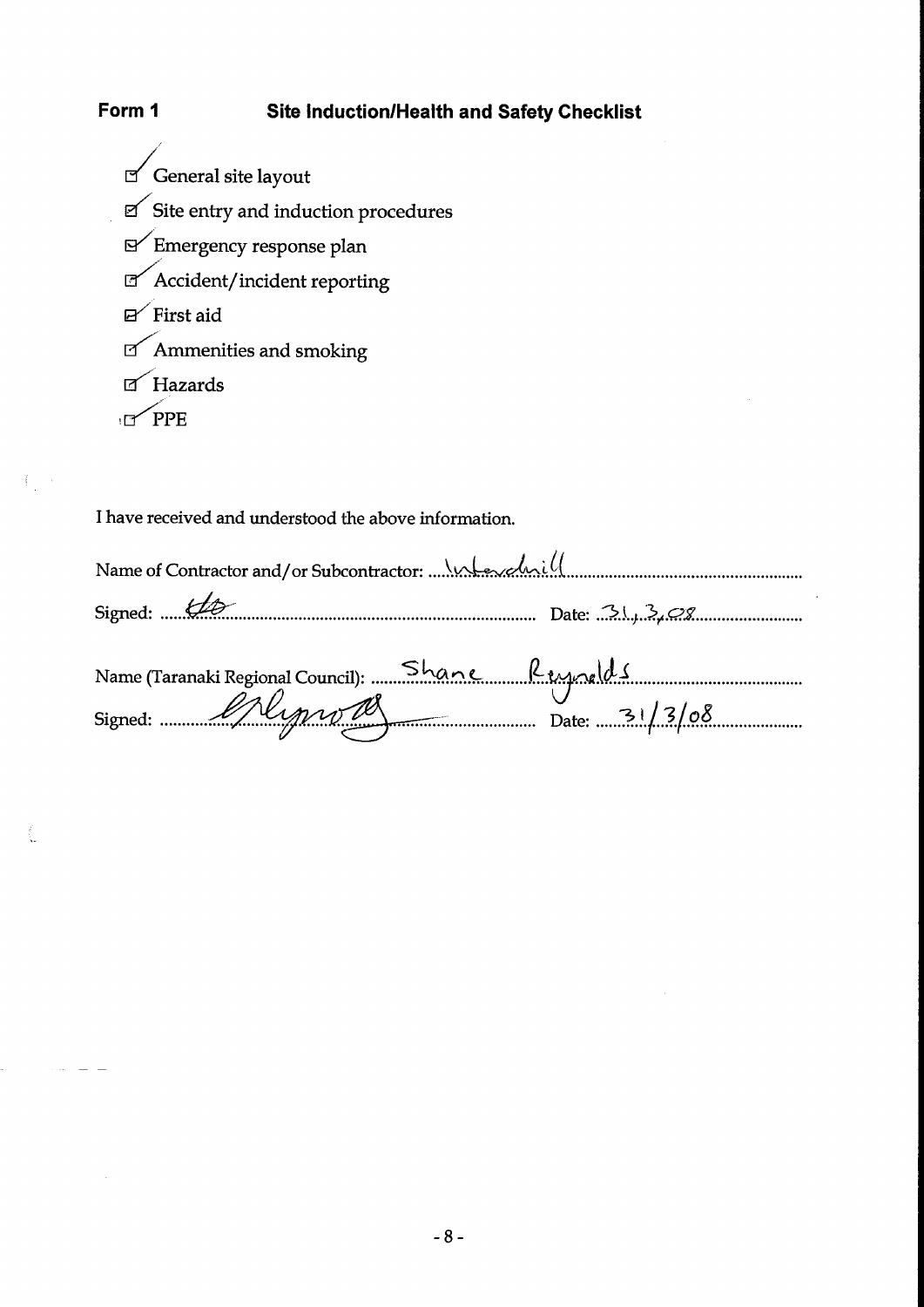## Form 1 Site Induction/Health and Safety Checklist

- ☑ General site layout
- ☑ Site entry and induction procedures
- ☑ Emergency response plan
- ☑ Accident/incident reporting
- ☑ First aid
- ☑ Ammenities and smoking
- ☑ Hazards
- ☑ PPE

I have received and understood the above information.

Name of Contractor and/or Subcontractor: Interdrill

Signed: [signature] Date: 31.3.08

Name (Taranaki Regional Council): Shane Reynolds

Signed: [signature] Date: 31/3/08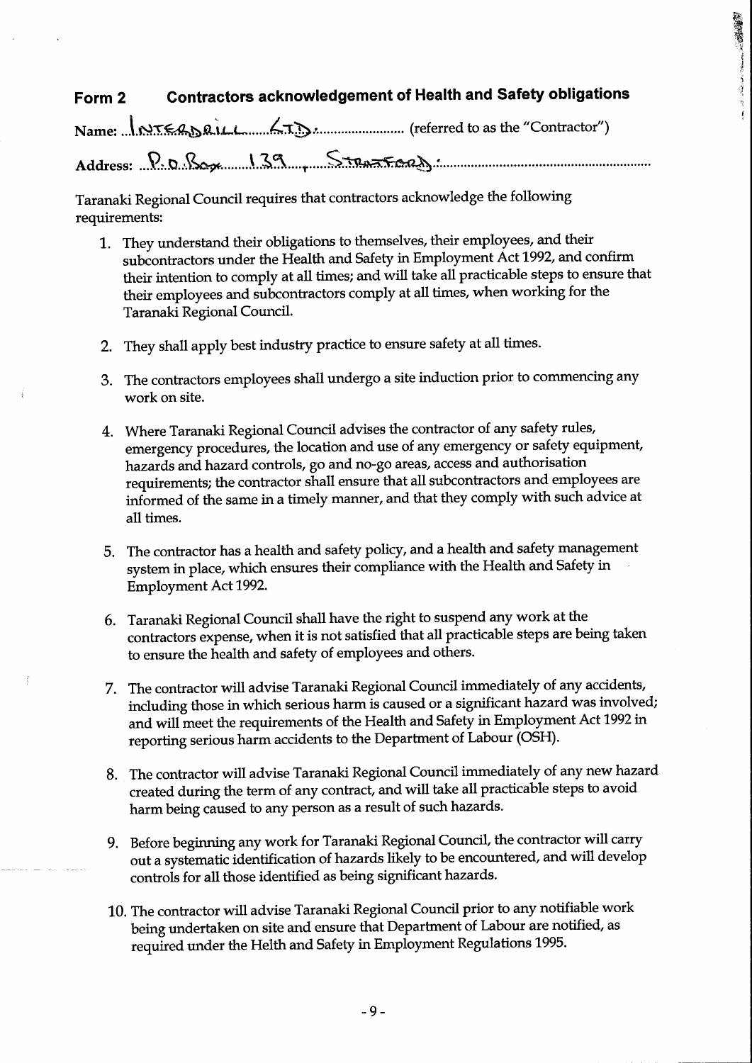## Form 2 Contractors acknowledgement of Health and Safety obligations

Name: INTEGRDRILL LTD (referred to as the "Contractor")

Address: P.O. Box 139 Stratford.

Taranaki Regional Council requires that contractors acknowledge the following requirements:

1. They understand their obligations to themselves, their employees, and their subcontractors under the Health and Safety in Employment Act 1992, and confirm their intention to comply at all times; and will take all practicable steps to ensure that their employees and subcontractors comply at all times, when working for the Taranaki Regional Council.

2. They shall apply best industry practice to ensure safety at all times.

3. The contractors employees shall undergo a site induction prior to commencing any work on site.

4. Where Taranaki Regional Council advises the contractor of any safety rules, emergency procedures, the location and use of any emergency or safety equipment, hazards and hazard controls, go and no-go areas, access and authorisation requirements; the contractor shall ensure that all subcontractors and employees are informed of the same in a timely manner, and that they comply with such advice at all times.

5. The contractor has a health and safety policy, and a health and safety management system in place, which ensures their compliance with the Health and Safety in Employment Act 1992.

6. Taranaki Regional Council shall have the right to suspend any work at the contractors expense, when it is not satisfied that all practicable steps are being taken to ensure the health and safety of employees and others.

7. The contractor will advise Taranaki Regional Council immediately of any accidents, including those in which serious harm is caused or a significant hazard was involved; and will meet the requirements of the Health and Safety in Employment Act 1992 in reporting serious harm accidents to the Department of Labour (OSH).

8. The contractor will advise Taranaki Regional Council immediately of any new hazard created during the term of any contract, and will take all practicable steps to avoid harm being caused to any person as a result of such hazards.

9. Before beginning any work for Taranaki Regional Council, the contractor will carry out a systematic identification of hazards likely to be encountered, and will develop controls for all those identified as being significant hazards.

10. The contractor will advise Taranaki Regional Council prior to any notifiable work being undertaken on site and ensure that Department of Labour are notified, as required under the Helth and Safety in Employment Regulations 1995.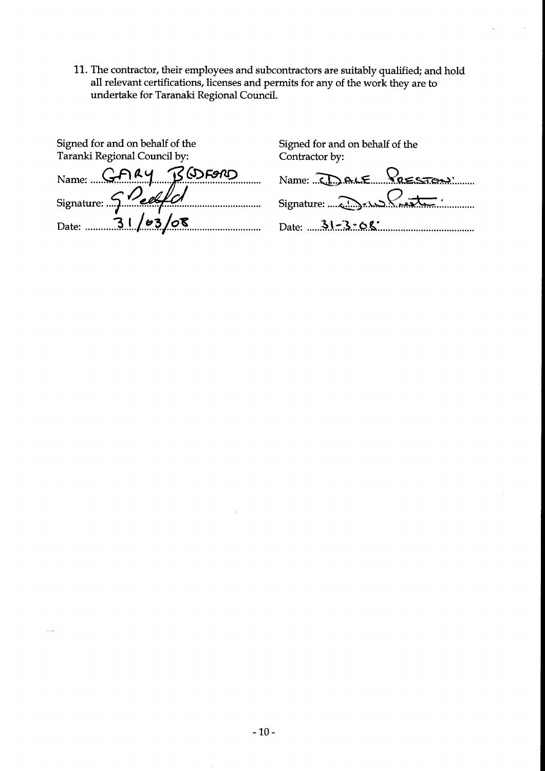11. The contractor, their employees and subcontractors are suitably qualified; and hold all relevant certifications, licenses and permits for any of the work they are to undertake for Taranaki Regional Council.

Signed for and on behalf of the Taranki Regional Council by:

Name: GARY BEDFORD

Signature: G Bedford

Date: 31/03/08

Signed for and on behalf of the Contractor by:

Name: DALE PRESTON

Signature: Dale Preston

Date: 31-3-08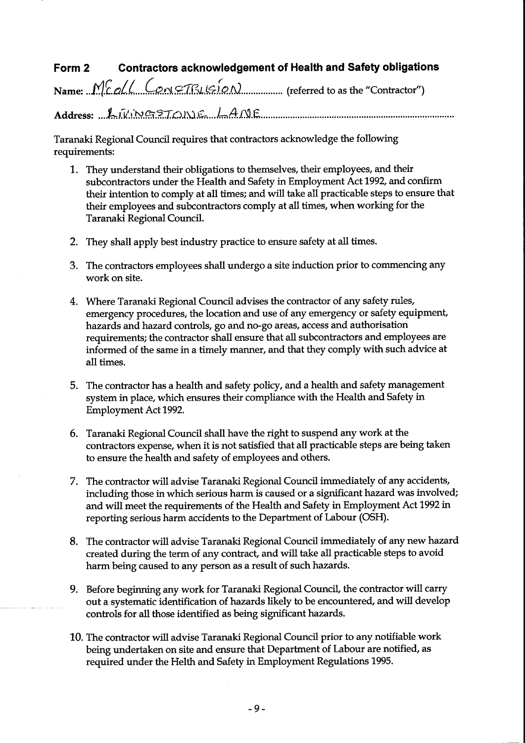## Form 2 Contractors acknowledgement of Health and Safety obligations

Name: McColl Construcion (referred to as the "Contractor")

Address: Livingstone Lane

Taranaki Regional Council requires that contractors acknowledge the following requirements:

1. They understand their obligations to themselves, their employees, and their subcontractors under the Health and Safety in Employment Act 1992, and confirm their intention to comply at all times; and will take all practicable steps to ensure that their employees and subcontractors comply at all times, when working for the Taranaki Regional Council.

2. They shall apply best industry practice to ensure safety at all times.

3. The contractors employees shall undergo a site induction prior to commencing any work on site.

4. Where Taranaki Regional Council advises the contractor of any safety rules, emergency procedures, the location and use of any emergency or safety equipment, hazards and hazard controls, go and no-go areas, access and authorisation requirements; the contractor shall ensure that all subcontractors and employees are informed of the same in a timely manner, and that they comply with such advice at all times.

5. The contractor has a health and safety policy, and a health and safety management system in place, which ensures their compliance with the Health and Safety in Employment Act 1992.

6. Taranaki Regional Council shall have the right to suspend any work at the contractors expense, when it is not satisfied that all practicable steps are being taken to ensure the health and safety of employees and others.

7. The contractor will advise Taranaki Regional Council immediately of any accidents, including those in which serious harm is caused or a significant hazard was involved; and will meet the requirements of the Health and Safety in Employment Act 1992 in reporting serious harm accidents to the Department of Labour (OSH).

8. The contractor will advise Taranaki Regional Council immediately of any new hazard created during the term of any contract, and will take all practicable steps to avoid harm being caused to any person as a result of such hazards.

9. Before beginning any work for Taranaki Regional Council, the contractor will carry out a systematic identification of hazards likely to be encountered, and will develop controls for all those identified as being significant hazards.

10. The contractor will advise Taranaki Regional Council prior to any notifiable work being undertaken on site and ensure that Department of Labour are notified, as required under the Helth and Safety in Employment Regulations 1995.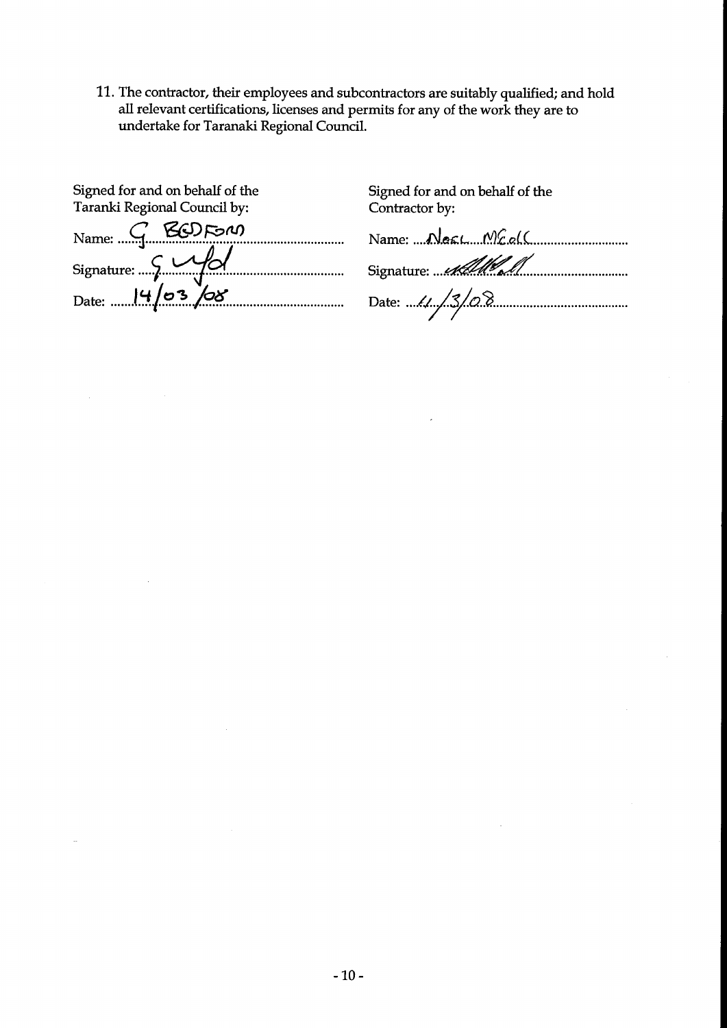11. The contractor, their employees and subcontractors are suitably qualified; and hold all relevant certifications, licenses and permits for any of the work they are to undertake for Taranaki Regional Council.

Signed for and on behalf of the Taranki Regional Council by:

Name: G BEDFORD

Signature: G Bfd

Date: 14/03/08

Signed for and on behalf of the Contractor by:

Name: Neil McColl

Signature: 

Date: 11/3/08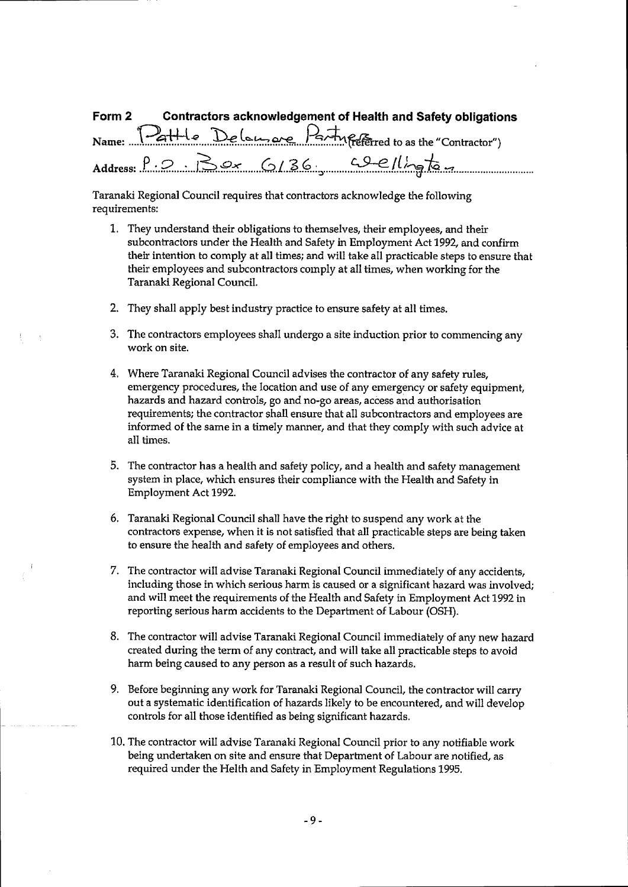## Form 2 Contractors acknowledgement of Health and Safety obligations

Name: Pattle Delamore Partners (referred to as the "Contractor")

Address: P.O. Box 6136, Wellington

Taranaki Regional Council requires that contractors acknowledge the following requirements:

1. They understand their obligations to themselves, their employees, and their subcontractors under the Health and Safety in Employment Act 1992, and confirm their intention to comply at all times; and will take all practicable steps to ensure that their employees and subcontractors comply at all times, when working for the Taranaki Regional Council.

2. They shall apply best industry practice to ensure safety at all times.

3. The contractors employees shall undergo a site induction prior to commencing any work on site.

4. Where Taranaki Regional Council advises the contractor of any safety rules, emergency procedures, the location and use of any emergency or safety equipment, hazards and hazard controls, go and no-go areas, access and authorisation requirements; the contractor shall ensure that all subcontractors and employees are informed of the same in a timely manner, and that they comply with such advice at all times.

5. The contractor has a health and safety policy, and a health and safety management system in place, which ensures their compliance with the Health and Safety in Employment Act 1992.

6. Taranaki Regional Council shall have the right to suspend any work at the contractors expense, when it is not satisfied that all practicable steps are being taken to ensure the health and safety of employees and others.

7. The contractor will advise Taranaki Regional Council immediately of any accidents, including those in which serious harm is caused or a significant hazard was involved; and will meet the requirements of the Health and Safety in Employment Act 1992 in reporting serious harm accidents to the Department of Labour (OSH).

8. The contractor will advise Taranaki Regional Council immediately of any new hazard created during the term of any contract, and will take all practicable steps to avoid harm being caused to any person as a result of such hazards.

9. Before beginning any work for Taranaki Regional Council, the contractor will carry out a systematic identification of hazards likely to be encountered, and will develop controls for all those identified as being significant hazards.

10. The contractor will advise Taranaki Regional Council prior to any notifiable work being undertaken on site and ensure that Department of Labour are notified, as required under the Helth and Safety in Employment Regulations 1995.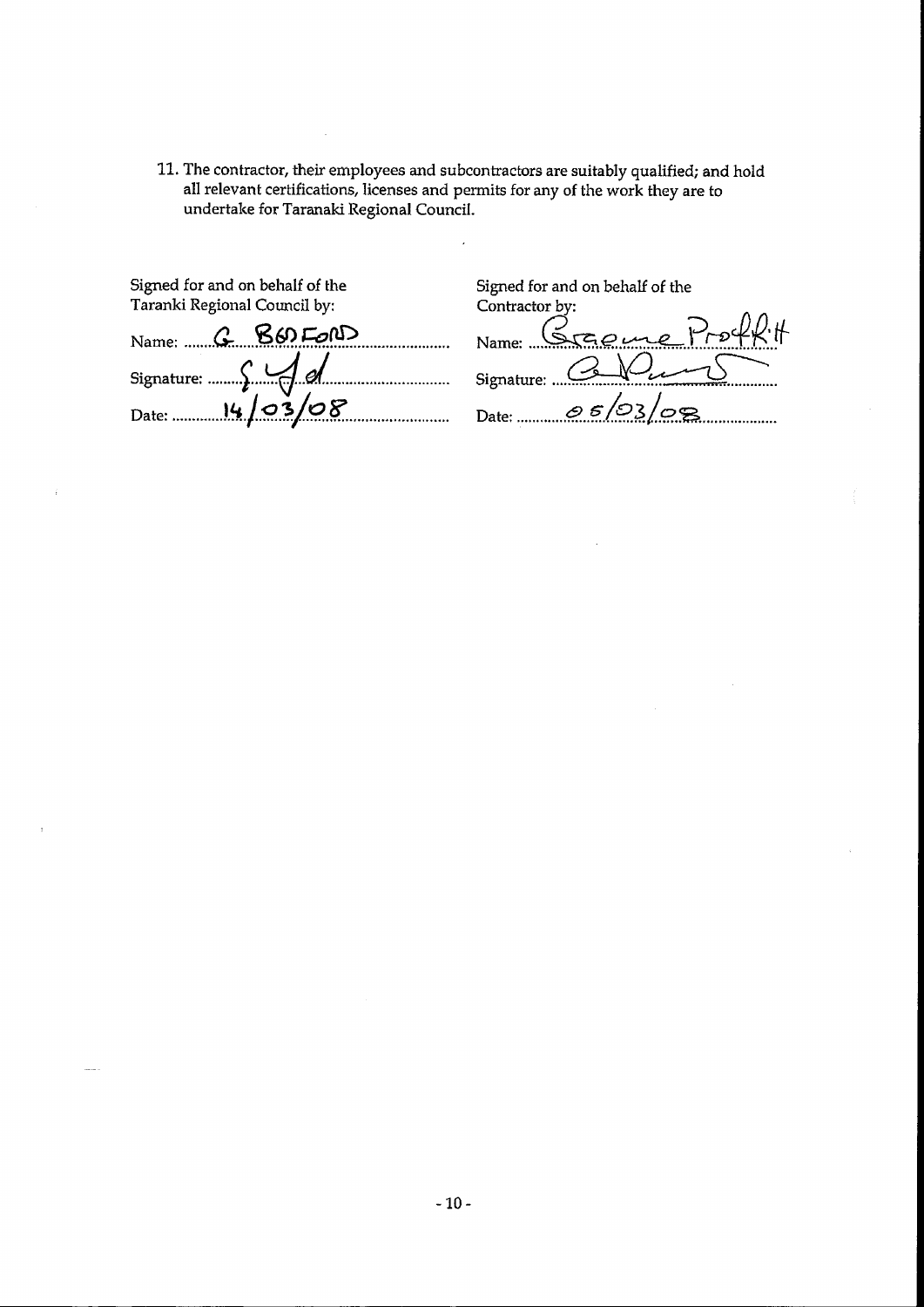11. The contractor, their employees and subcontractors are suitably qualified; and hold all relevant certifications, licenses and permits for any of the work they are to undertake for Taranaki Regional Council.

Signed for and on behalf of the Taranki Regional Council by:

Name: G BEDFORD

Signature: [signature]

Date: 14/03/08

Signed for and on behalf of the Contractor by:

Name: Graeme Proffitt

Signature: [signature]

Date: 05/03/08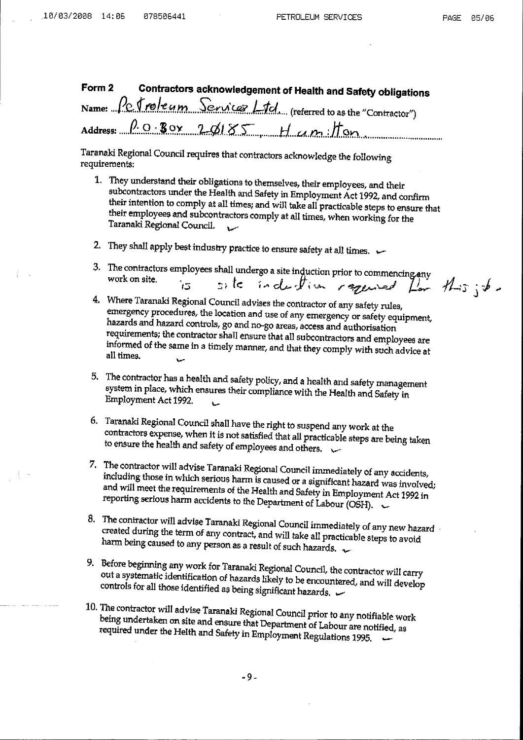## Form 2 Contractors acknowledgement of Health and Safety obligations

Name: Petroleum Services Ltd (referred to as the "Contractor")

Address: P.O. Box 20185 Hamilton

Taranaki Regional Council requires that contractors acknowledge the following requirements:

1. They understand their obligations to themselves, their employees, and their subcontractors under the Health and Safety in Employment Act 1992, and confirm their intention to comply at all times; and will take all practicable steps to ensure that their employees and subcontractors comply at all times, when working for the Taranaki Regional Council. ✓

2. They shall apply best industry practice to ensure safety at all times. ✓

3. The contractors employees shall undergo a site induction prior to commencing any work on site. *is site induction required for this job.*

4. Where Taranaki Regional Council advises the contractor of any safety rules, emergency procedures, the location and use of any emergency or safety equipment, hazards and hazard controls, go and no-go areas, access and authorisation requirements; the contractor shall ensure that all subcontractors and employees are informed of the same in a timely manner, and that they comply with such advice at all times. ✓

5. The contractor has a health and safety policy, and a health and safety management system in place, which ensures their compliance with the Health and Safety in Employment Act 1992. ✓

6. Taranaki Regional Council shall have the right to suspend any work at the contractors expense, when it is not satisfied that all practicable steps are being taken to ensure the health and safety of employees and others. ✓

7. The contractor will advise Taranaki Regional Council immediately of any accidents, including those in which serious harm is caused or a significant hazard was involved; and will meet the requirements of the Health and Safety in Employment Act 1992 in reporting serious harm accidents to the Department of Labour (OSH). ✓

8. The contractor will advise Taranaki Regional Council immediately of any new hazard created during the term of any contract, and will take all practicable steps to avoid harm being caused to any person as a result of such hazards. ✓

9. Before beginning any work for Taranaki Regional Council, the contractor will carry out a systematic identification of hazards likely to be encountered, and will develop controls for all those identified as being significant hazards. ✓

10. The contractor will advise Taranaki Regional Council prior to any notifiable work being undertaken on site and ensure that Department of Labour are notified, as required under the Helth and Safety in Employment Regulations 1995. ✓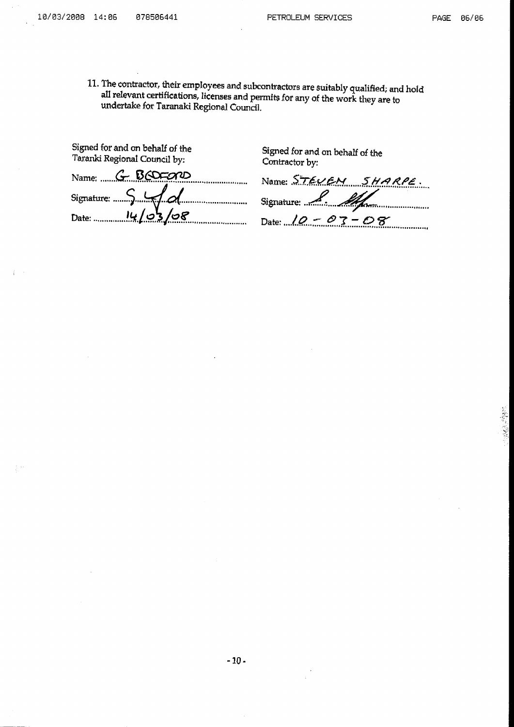11. The contractor, their employees and subcontractors are suitably qualified; and hold all relevant certifications, licenses and permits for any of the work they are to undertake for Taranaki Regional Council.

| | |
|---|---|
| Signed for and on behalf of the Taranki Regional Council by: | Signed for and on behalf of the Contractor by: |
| Name: G BEDFORD | Name: STEVEN SHARPE. |
| Signature: | Signature: |
| Date: 14/03/08 | Date: 10 - 03 - 08 |